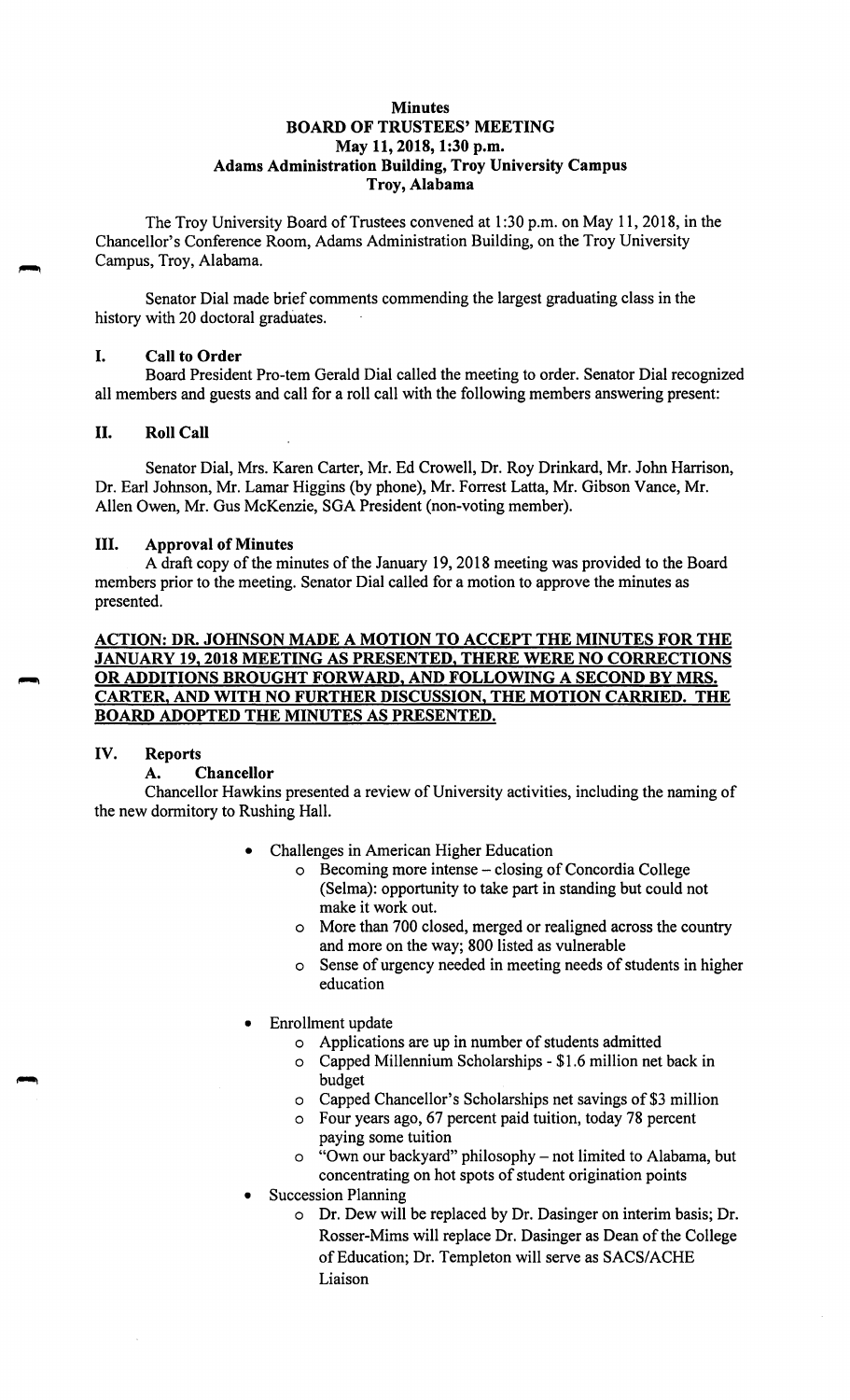**Minutes**
**BOARD OF TRUSTEES' MEETING**
**May 11, 2018, 1:30 p.m.**
**Adams Administration Building, Troy University Campus**
**Troy, Alabama**

The Troy University Board of Trustees convened at 1:30 p.m. on May 11, 2018, in the Chancellor's Conference Room, Adams Administration Building, on the Troy University Campus, Troy, Alabama.

Senator Dial made brief comments commending the largest graduating class in the history with 20 doctoral graduates.

## I. Call to Order

Board President Pro-tem Gerald Dial called the meeting to order. Senator Dial recognized all members and guests and call for a roll call with the following members answering present:

## II. Roll Call

Senator Dial, Mrs. Karen Carter, Mr. Ed Crowell, Dr. Roy Drinkard, Mr. John Harrison, Dr. Earl Johnson, Mr. Lamar Higgins (by phone), Mr. Forrest Latta, Mr. Gibson Vance, Mr. Allen Owen, Mr. Gus McKenzie, SGA President (non-voting member).

## III. Approval of Minutes

A draft copy of the minutes of the January 19, 2018 meeting was provided to the Board members prior to the meeting. Senator Dial called for a motion to approve the minutes as presented.

**ACTION: DR. JOHNSON MADE A MOTION TO ACCEPT THE MINUTES FOR THE JANUARY 19, 2018 MEETING AS PRESENTED, THERE WERE NO CORRECTIONS OR ADDITIONS BROUGHT FORWARD, AND FOLLOWING A SECOND BY MRS. CARTER, AND WITH NO FURTHER DISCUSSION, THE MOTION CARRIED. THE BOARD ADOPTED THE MINUTES AS PRESENTED.**

## IV. Reports

### A. Chancellor

Chancellor Hawkins presented a review of University activities, including the naming of the new dormitory to Rushing Hall.

- Challenges in American Higher Education
  - Becoming more intense – closing of Concordia College (Selma): opportunity to take part in standing but could not make it work out.
  - More than 700 closed, merged or realigned across the country and more on the way; 800 listed as vulnerable
  - Sense of urgency needed in meeting needs of students in higher education
- Enrollment update
  - Applications are up in number of students admitted
  - Capped Millennium Scholarships - $1.6 million net back in budget
  - Capped Chancellor's Scholarships net savings of $3 million
  - Four years ago, 67 percent paid tuition, today 78 percent paying some tuition
  - "Own our backyard" philosophy – not limited to Alabama, but concentrating on hot spots of student origination points
- Succession Planning
  - Dr. Dew will be replaced by Dr. Dasinger on interim basis; Dr. Rosser-Mims will replace Dr. Dasinger as Dean of the College of Education; Dr. Templeton will serve as SACS/ACHE Liaison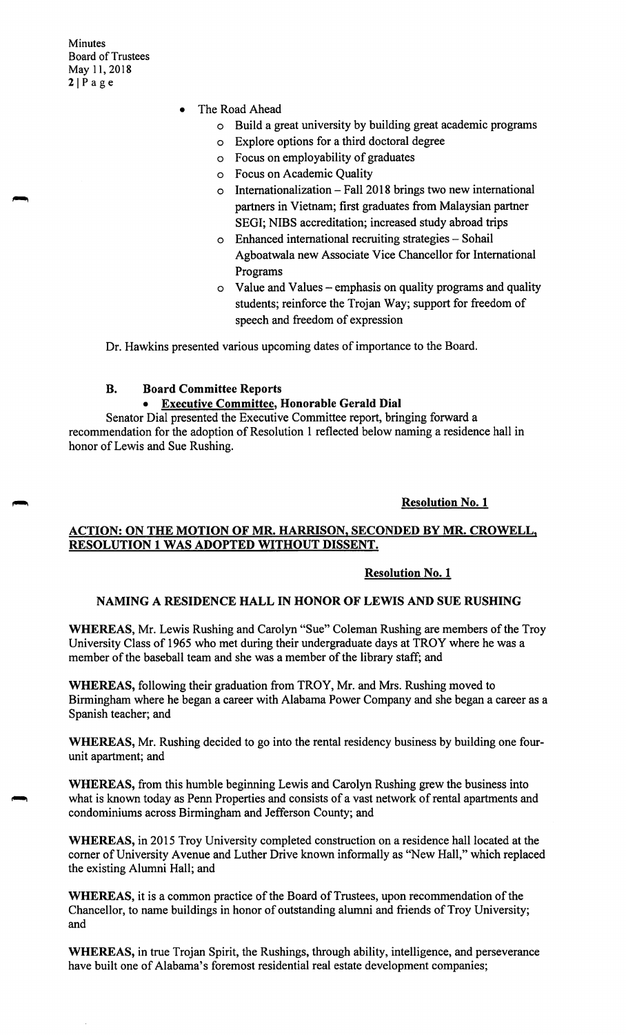- The Road Ahead
  - Build a great university by building great academic programs
  - Explore options for a third doctoral degree
  - Focus on employability of graduates
  - Focus on Academic Quality
  - Internationalization – Fall 2018 brings two new international partners in Vietnam; first graduates from Malaysian partner SEGI; NIBS accreditation; increased study abroad trips
  - Enhanced international recruiting strategies – Sohail Agboatwala new Associate Vice Chancellor for International Programs
  - Value and Values – emphasis on quality programs and quality students; reinforce the Trojan Way; support for freedom of speech and freedom of expression

Dr. Hawkins presented various upcoming dates of importance to the Board.

### B. Board Committee Reports

- **Executive Committee, Honorable Gerald Dial**

Senator Dial presented the Executive Committee report, bringing forward a recommendation for the adoption of Resolution 1 reflected below naming a residence hall in honor of Lewis and Sue Rushing.

**Resolution No. 1**

**ACTION: ON THE MOTION OF MR. HARRISON, SECONDED BY MR. CROWELL, RESOLUTION 1 WAS ADOPTED WITHOUT DISSENT.**

**Resolution No. 1**

**NAMING A RESIDENCE HALL IN HONOR OF LEWIS AND SUE RUSHING**

**WHEREAS,** Mr. Lewis Rushing and Carolyn "Sue" Coleman Rushing are members of the Troy University Class of 1965 who met during their undergraduate days at TROY where he was a member of the baseball team and she was a member of the library staff; and

**WHEREAS,** following their graduation from TROY, Mr. and Mrs. Rushing moved to Birmingham where he began a career with Alabama Power Company and she began a career as a Spanish teacher; and

**WHEREAS,** Mr. Rushing decided to go into the rental residency business by building one four-unit apartment; and

**WHEREAS,** from this humble beginning Lewis and Carolyn Rushing grew the business into what is known today as Penn Properties and consists of a vast network of rental apartments and condominiums across Birmingham and Jefferson County; and

**WHEREAS,** in 2015 Troy University completed construction on a residence hall located at the corner of University Avenue and Luther Drive known informally as "New Hall," which replaced the existing Alumni Hall; and

**WHEREAS,** it is a common practice of the Board of Trustees, upon recommendation of the Chancellor, to name buildings in honor of outstanding alumni and friends of Troy University; and

**WHEREAS,** in true Trojan Spirit, the Rushings, through ability, intelligence, and perseverance have built one of Alabama's foremost residential real estate development companies;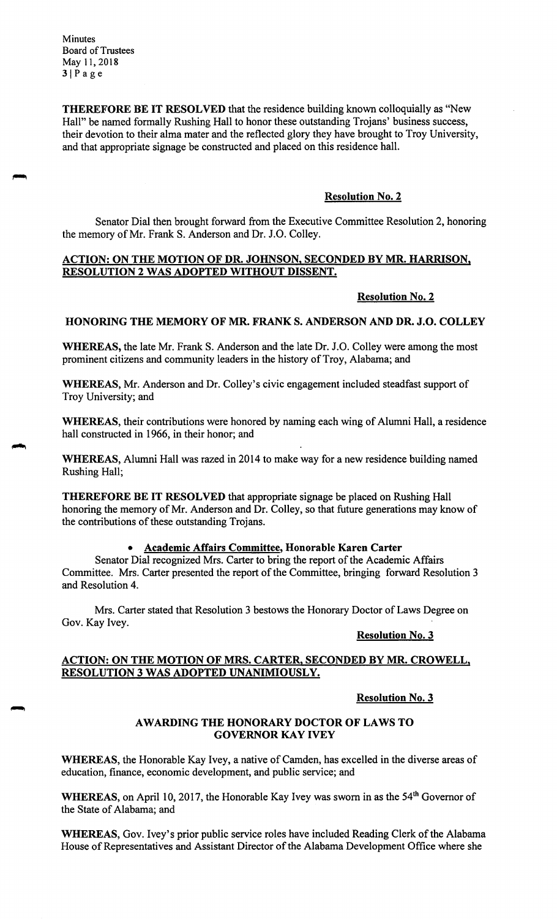**THEREFORE BE IT RESOLVED** that the residence building known colloquially as "New Hall" be named formally Rushing Hall to honor these outstanding Trojans' business success, their devotion to their alma mater and the reflected glory they have brought to Troy University, and that appropriate signage be constructed and placed on this residence hall.

**Resolution No. 2**

Senator Dial then brought forward from the Executive Committee Resolution 2, honoring the memory of Mr. Frank S. Anderson and Dr. J.O. Colley.

**ACTION: ON THE MOTION OF DR. JOHNSON, SECONDED BY MR. HARRISON, RESOLUTION 2 WAS ADOPTED WITHOUT DISSENT.**

**Resolution No. 2**

**HONORING THE MEMORY OF MR. FRANK S. ANDERSON AND DR. J.O. COLLEY**

**WHEREAS,** the late Mr. Frank S. Anderson and the late Dr. J.O. Colley were among the most prominent citizens and community leaders in the history of Troy, Alabama; and

**WHEREAS,** Mr. Anderson and Dr. Colley's civic engagement included steadfast support of Troy University; and

**WHEREAS,** their contributions were honored by naming each wing of Alumni Hall, a residence hall constructed in 1966, in their honor; and

**WHEREAS,** Alumni Hall was razed in 2014 to make way for a new residence building named Rushing Hall;

**THEREFORE BE IT RESOLVED** that appropriate signage be placed on Rushing Hall honoring the memory of Mr. Anderson and Dr. Colley, so that future generations may know of the contributions of these outstanding Trojans.

- **Academic Affairs Committee, Honorable Karen Carter**

Senator Dial recognized Mrs. Carter to bring the report of the Academic Affairs Committee. Mrs. Carter presented the report of the Committee, bringing forward Resolution 3 and Resolution 4.

Mrs. Carter stated that Resolution 3 bestows the Honorary Doctor of Laws Degree on Gov. Kay Ivey.

**Resolution No. 3**

**ACTION: ON THE MOTION OF MRS. CARTER, SECONDED BY MR. CROWELL, RESOLUTION 3 WAS ADOPTED UNANIMOUSLY.**

**Resolution No. 3**

**AWARDING THE HONORARY DOCTOR OF LAWS TO GOVERNOR KAY IVEY**

**WHEREAS,** the Honorable Kay Ivey, a native of Camden, has excelled in the diverse areas of education, finance, economic development, and public service; and

**WHEREAS,** on April 10, 2017, the Honorable Kay Ivey was sworn in as the 54th Governor of the State of Alabama; and

**WHEREAS,** Gov. Ivey's prior public service roles have included Reading Clerk of the Alabama House of Representatives and Assistant Director of the Alabama Development Office where she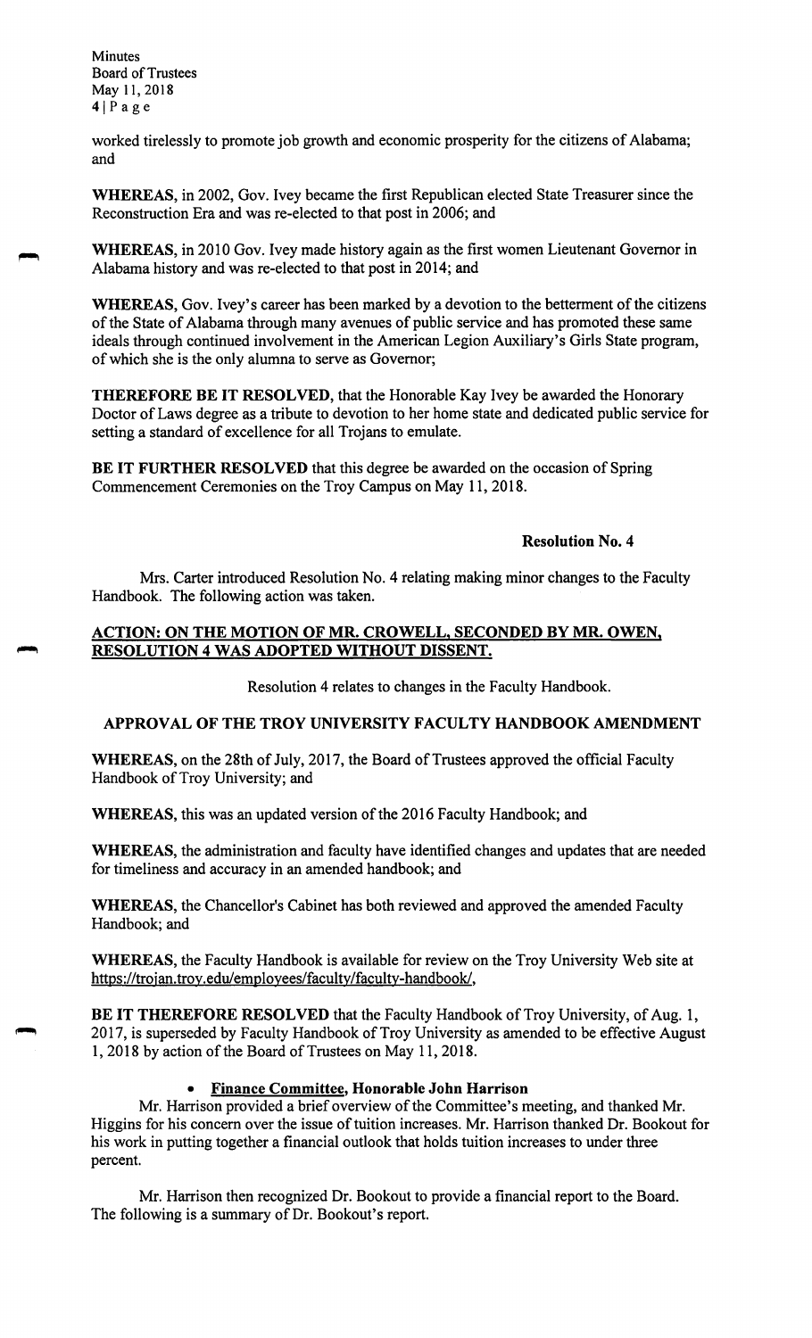worked tirelessly to promote job growth and economic prosperity for the citizens of Alabama; and

**WHEREAS,** in 2002, Gov. Ivey became the first Republican elected State Treasurer since the Reconstruction Era and was re-elected to that post in 2006; and

**WHEREAS,** in 2010 Gov. Ivey made history again as the first women Lieutenant Governor in Alabama history and was re-elected to that post in 2014; and

**WHEREAS,** Gov. Ivey's career has been marked by a devotion to the betterment of the citizens of the State of Alabama through many avenues of public service and has promoted these same ideals through continued involvement in the American Legion Auxiliary's Girls State program, of which she is the only alumna to serve as Governor;

**THEREFORE BE IT RESOLVED,** that the Honorable Kay Ivey be awarded the Honorary Doctor of Laws degree as a tribute to devotion to her home state and dedicated public service for setting a standard of excellence for all Trojans to emulate.

**BE IT FURTHER RESOLVED** that this degree be awarded on the occasion of Spring Commencement Ceremonies on the Troy Campus on May 11, 2018.

**Resolution No. 4**

Mrs. Carter introduced Resolution No. 4 relating making minor changes to the Faculty Handbook. The following action was taken.

**ACTION: ON THE MOTION OF MR. CROWELL, SECONDED BY MR. OWEN, RESOLUTION 4 WAS ADOPTED WITHOUT DISSENT.**

Resolution 4 relates to changes in the Faculty Handbook.

**APPROVAL OF THE TROY UNIVERSITY FACULTY HANDBOOK AMENDMENT**

**WHEREAS,** on the 28th of July, 2017, the Board of Trustees approved the official Faculty Handbook of Troy University; and

**WHEREAS,** this was an updated version of the 2016 Faculty Handbook; and

**WHEREAS,** the administration and faculty have identified changes and updates that are needed for timeliness and accuracy in an amended handbook; and

**WHEREAS,** the Chancellor's Cabinet has both reviewed and approved the amended Faculty Handbook; and

**WHEREAS,** the Faculty Handbook is available for review on the Troy University Web site at https://trojan.troy.edu/employees/faculty/faculty-handbook/,

**BE IT THEREFORE RESOLVED** that the Faculty Handbook of Troy University, of Aug. 1, 2017, is superseded by Faculty Handbook of Troy University as amended to be effective August 1, 2018 by action of the Board of Trustees on May 11, 2018.

- **Finance Committee, Honorable John Harrison**

Mr. Harrison provided a brief overview of the Committee's meeting, and thanked Mr. Higgins for his concern over the issue of tuition increases. Mr. Harrison thanked Dr. Bookout for his work in putting together a financial outlook that holds tuition increases to under three percent.

Mr. Harrison then recognized Dr. Bookout to provide a financial report to the Board. The following is a summary of Dr. Bookout's report.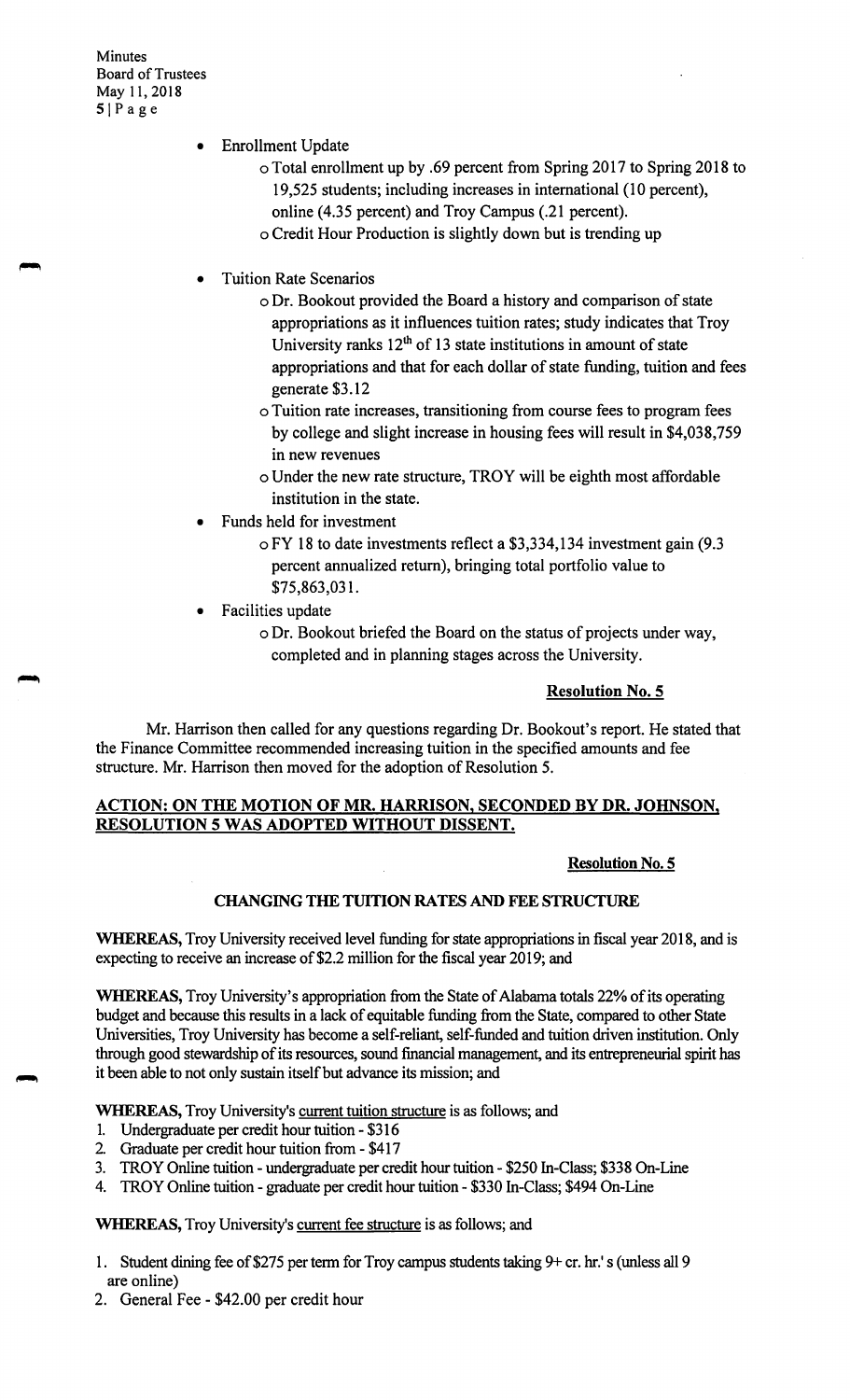- Enrollment Update
  - Total enrollment up by .69 percent from Spring 2017 to Spring 2018 to 19,525 students; including increases in international (10 percent), online (4.35 percent) and Troy Campus (.21 percent).
  - Credit Hour Production is slightly down but is trending up

- Tuition Rate Scenarios
  - Dr. Bookout provided the Board a history and comparison of state appropriations as it influences tuition rates; study indicates that Troy University ranks 12th of 13 state institutions in amount of state appropriations and that for each dollar of state funding, tuition and fees generate $3.12
  - Tuition rate increases, transitioning from course fees to program fees by college and slight increase in housing fees will result in $4,038,759 in new revenues
  - Under the new rate structure, TROY will be eighth most affordable institution in the state.
- Funds held for investment
  - FY 18 to date investments reflect a $3,334,134 investment gain (9.3 percent annualized return), bringing total portfolio value to $75,863,031.
- Facilities update
  - Dr. Bookout briefed the Board on the status of projects under way, completed and in planning stages across the University.

**Resolution No. 5**

Mr. Harrison then called for any questions regarding Dr. Bookout's report. He stated that the Finance Committee recommended increasing tuition in the specified amounts and fee structure. Mr. Harrison then moved for the adoption of Resolution 5.

**ACTION: ON THE MOTION OF MR. HARRISON, SECONDED BY DR. JOHNSON, RESOLUTION 5 WAS ADOPTED WITHOUT DISSENT.**

**Resolution No. 5**

**CHANGING THE TUITION RATES AND FEE STRUCTURE**

**WHEREAS,** Troy University received level funding for state appropriations in fiscal year 2018, and is expecting to receive an increase of $2.2 million for the fiscal year 2019; and

**WHEREAS,** Troy University's appropriation from the State of Alabama totals 22% of its operating budget and because this results in a lack of equitable funding from the State, compared to other State Universities, Troy University has become a self-reliant, self-funded and tuition driven institution. Only through good stewardship of its resources, sound financial management, and its entrepreneurial spirit has it been able to not only sustain itself but advance its mission; and

**WHEREAS,** Troy University's current tuition structure is as follows; and

1. Undergraduate per credit hour tuition - $316
2. Graduate per credit hour tuition from - $417
3. TROY Online tuition - undergraduate per credit hour tuition - $250 In-Class; $338 On-Line
4. TROY Online tuition - graduate per credit hour tuition - $330 In-Class; $494 On-Line

**WHEREAS,** Troy University's current fee structure is as follows; and

1. Student dining fee of $275 per term for Troy campus students taking 9+ cr. hr.' s (unless all 9 are online)
2. General Fee - $42.00 per credit hour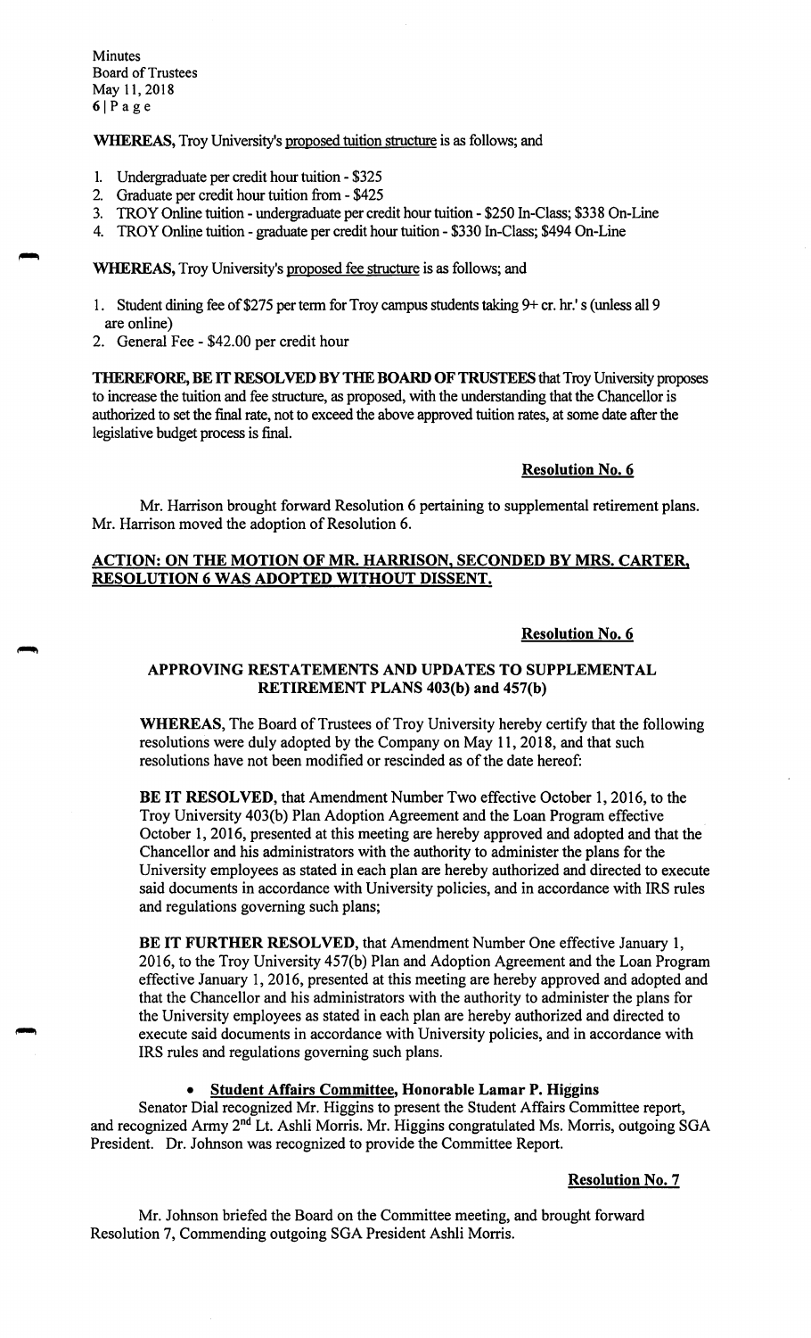**WHEREAS,** Troy University's proposed tuition structure is as follows; and

1. Undergraduate per credit hour tuition - $325
2. Graduate per credit hour tuition from - $425
3. TROY Online tuition - undergraduate per credit hour tuition - $250 In-Class; $338 On-Line
4. TROY Online tuition - graduate per credit hour tuition - $330 In-Class; $494 On-Line

**WHEREAS,** Troy University's proposed fee structure is as follows; and

1. Student dining fee of $275 per term for Troy campus students taking 9+ cr. hr.'s (unless all 9 are online)
2. General Fee - $42.00 per credit hour

**THEREFORE, BE IT RESOLVED BY THE BOARD OF TRUSTEES** that Troy University proposes to increase the tuition and fee structure, as proposed, with the understanding that the Chancellor is authorized to set the final rate, not to exceed the above approved tuition rates, at some date after the legislative budget process is final.

**Resolution No. 6**

Mr. Harrison brought forward Resolution 6 pertaining to supplemental retirement plans. Mr. Harrison moved the adoption of Resolution 6.

**ACTION: ON THE MOTION OF MR. HARRISON, SECONDED BY MRS. CARTER, RESOLUTION 6 WAS ADOPTED WITHOUT DISSENT.**

**Resolution No. 6**

**APPROVING RESTATEMENTS AND UPDATES TO SUPPLEMENTAL RETIREMENT PLANS 403(b) and 457(b)**

**WHEREAS,** The Board of Trustees of Troy University hereby certify that the following resolutions were duly adopted by the Company on May 11, 2018, and that such resolutions have not been modified or rescinded as of the date hereof:

**BE IT RESOLVED,** that Amendment Number Two effective October 1, 2016, to the Troy University 403(b) Plan Adoption Agreement and the Loan Program effective October 1, 2016, presented at this meeting are hereby approved and adopted and that the Chancellor and his administrators with the authority to administer the plans for the University employees as stated in each plan are hereby authorized and directed to execute said documents in accordance with University policies, and in accordance with IRS rules and regulations governing such plans;

**BE IT FURTHER RESOLVED,** that Amendment Number One effective January 1, 2016, to the Troy University 457(b) Plan and Adoption Agreement and the Loan Program effective January 1, 2016, presented at this meeting are hereby approved and adopted and that the Chancellor and his administrators with the authority to administer the plans for the University employees as stated in each plan are hereby authorized and directed to execute said documents in accordance with University policies, and in accordance with IRS rules and regulations governing such plans.

- **Student Affairs Committee, Honorable Lamar P. Higgins**

Senator Dial recognized Mr. Higgins to present the Student Affairs Committee report, and recognized Army 2nd Lt. Ashli Morris. Mr. Higgins congratulated Ms. Morris, outgoing SGA President. Dr. Johnson was recognized to provide the Committee Report.

**Resolution No. 7**

Mr. Johnson briefed the Board on the Committee meeting, and brought forward Resolution 7, Commending outgoing SGA President Ashli Morris.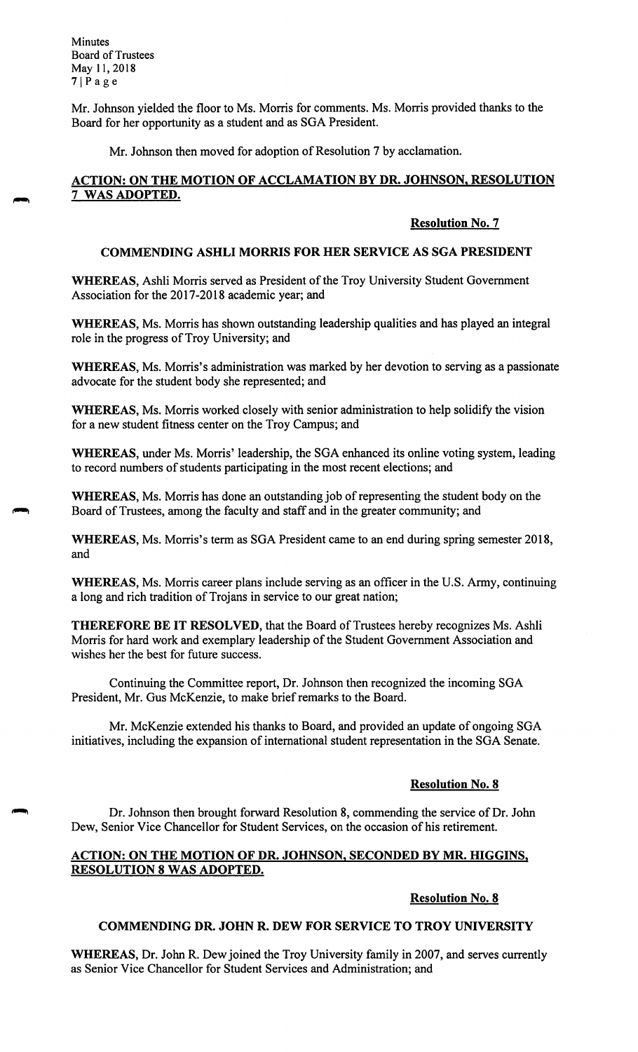Mr. Johnson yielded the floor to Ms. Morris for comments. Ms. Morris provided thanks to the Board for her opportunity as a student and as SGA President.

Mr. Johnson then moved for adoption of Resolution 7 by acclamation.

**ACTION: ON THE MOTION OF ACCLAMATION BY DR. JOHNSON, RESOLUTION 7 WAS ADOPTED.**

**Resolution No. 7**

**COMMENDING ASHLI MORRIS FOR HER SERVICE AS SGA PRESIDENT**

**WHEREAS,** Ashli Morris served as President of the Troy University Student Government Association for the 2017-2018 academic year; and

**WHEREAS,** Ms. Morris has shown outstanding leadership qualities and has played an integral role in the progress of Troy University; and

**WHEREAS,** Ms. Morris's administration was marked by her devotion to serving as a passionate advocate for the student body she represented; and

**WHEREAS,** Ms. Morris worked closely with senior administration to help solidify the vision for a new student fitness center on the Troy Campus; and

**WHEREAS,** under Ms. Morris' leadership, the SGA enhanced its online voting system, leading to record numbers of students participating in the most recent elections; and

**WHEREAS,** Ms. Morris has done an outstanding job of representing the student body on the Board of Trustees, among the faculty and staff and in the greater community; and

**WHEREAS,** Ms. Morris's term as SGA President came to an end during spring semester 2018, and

**WHEREAS,** Ms. Morris career plans include serving as an officer in the U.S. Army, continuing a long and rich tradition of Trojans in service to our great nation;

**THEREFORE BE IT RESOLVED,** that the Board of Trustees hereby recognizes Ms. Ashli Morris for hard work and exemplary leadership of the Student Government Association and wishes her the best for future success.

Continuing the Committee report, Dr. Johnson then recognized the incoming SGA President, Mr. Gus McKenzie, to make brief remarks to the Board.

Mr. McKenzie extended his thanks to Board, and provided an update of ongoing SGA initiatives, including the expansion of international student representation in the SGA Senate.

**Resolution No. 8**

Dr. Johnson then brought forward Resolution 8, commending the service of Dr. John Dew, Senior Vice Chancellor for Student Services, on the occasion of his retirement.

**ACTION: ON THE MOTION OF DR. JOHNSON, SECONDED BY MR. HIGGINS, RESOLUTION 8 WAS ADOPTED.**

**Resolution No. 8**

**COMMENDING DR. JOHN R. DEW FOR SERVICE TO TROY UNIVERSITY**

**WHEREAS,** Dr. John R. Dew joined the Troy University family in 2007, and serves currently as Senior Vice Chancellor for Student Services and Administration; and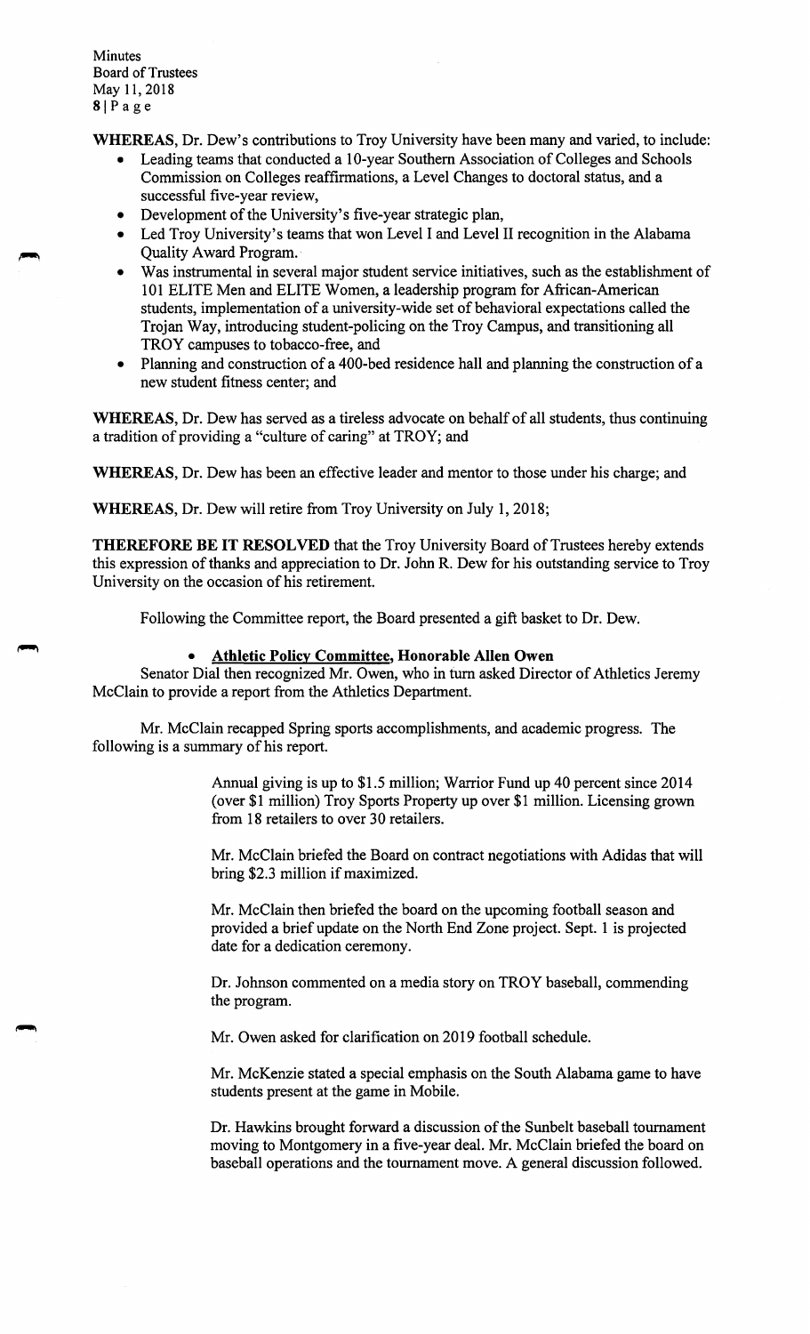**WHEREAS**, Dr. Dew's contributions to Troy University have been many and varied, to include:

- Leading teams that conducted a 10-year Southern Association of Colleges and Schools Commission on Colleges reaffirmations, a Level Changes to doctoral status, and a successful five-year review,
- Development of the University's five-year strategic plan,
- Led Troy University's teams that won Level I and Level II recognition in the Alabama Quality Award Program.
- Was instrumental in several major student service initiatives, such as the establishment of 101 ELITE Men and ELITE Women, a leadership program for African-American students, implementation of a university-wide set of behavioral expectations called the Trojan Way, introducing student-policing on the Troy Campus, and transitioning all TROY campuses to tobacco-free, and
- Planning and construction of a 400-bed residence hall and planning the construction of a new student fitness center; and

**WHEREAS**, Dr. Dew has served as a tireless advocate on behalf of all students, thus continuing a tradition of providing a "culture of caring" at TROY; and

**WHEREAS**, Dr. Dew has been an effective leader and mentor to those under his charge; and

**WHEREAS**, Dr. Dew will retire from Troy University on July 1, 2018;

**THEREFORE BE IT RESOLVED** that the Troy University Board of Trustees hereby extends this expression of thanks and appreciation to Dr. John R. Dew for his outstanding service to Troy University on the occasion of his retirement.

Following the Committee report, the Board presented a gift basket to Dr. Dew.

- **Athletic Policy Committee, Honorable Allen Owen**

Senator Dial then recognized Mr. Owen, who in turn asked Director of Athletics Jeremy McClain to provide a report from the Athletics Department.

Mr. McClain recapped Spring sports accomplishments, and academic progress. The following is a summary of his report.

> Annual giving is up to $1.5 million; Warrior Fund up 40 percent since 2014 (over $1 million) Troy Sports Property up over $1 million. Licensing grown from 18 retailers to over 30 retailers.
>
> Mr. McClain briefed the Board on contract negotiations with Adidas that will bring $2.3 million if maximized.
>
> Mr. McClain then briefed the board on the upcoming football season and provided a brief update on the North End Zone project. Sept. 1 is projected date for a dedication ceremony.
>
> Dr. Johnson commented on a media story on TROY baseball, commending the program.
>
> Mr. Owen asked for clarification on 2019 football schedule.
>
> Mr. McKenzie stated a special emphasis on the South Alabama game to have students present at the game in Mobile.
>
> Dr. Hawkins brought forward a discussion of the Sunbelt baseball tournament moving to Montgomery in a five-year deal. Mr. McClain briefed the board on baseball operations and the tournament move. A general discussion followed.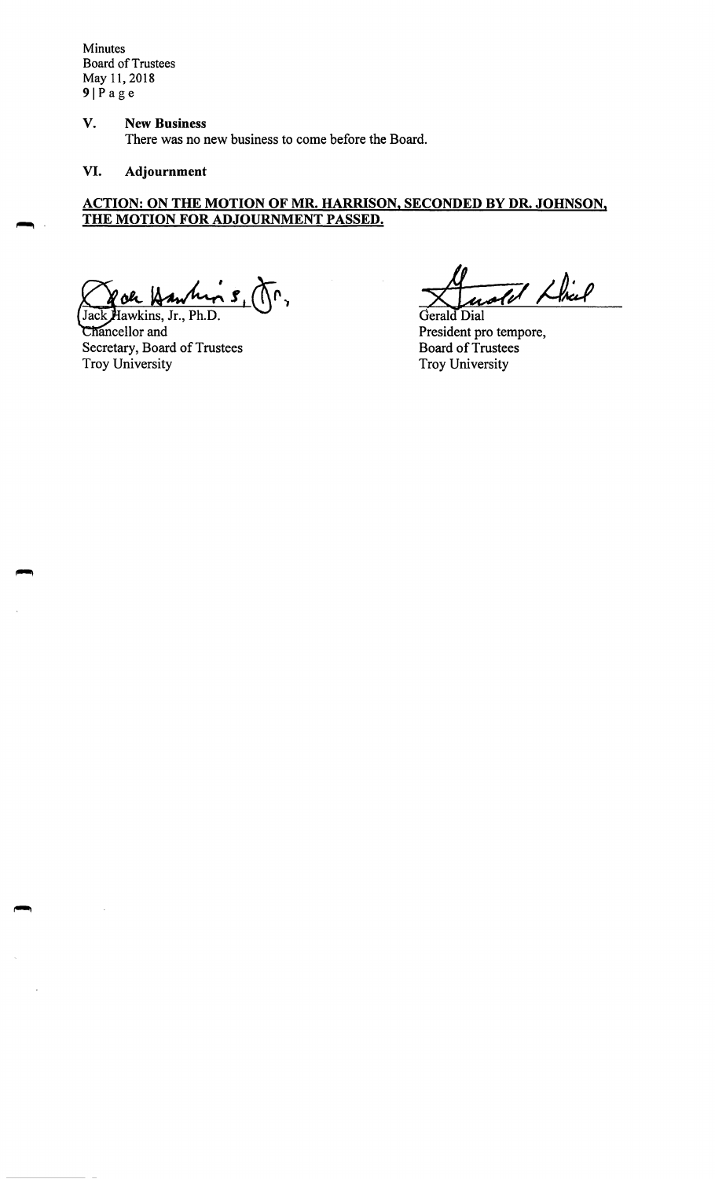## V. New Business

There was no new business to come before the Board.

## VI. Adjournment

**ACTION: ON THE MOTION OF MR. HARRISON, SECONDED BY DR. JOHNSON, THE MOTION FOR ADJOURNMENT PASSED.**

Jack Hawkins, Jr., Ph.D.
Chancellor and
Secretary, Board of Trustees
Troy University

Gerald Dial
President pro tempore,
Board of Trustees
Troy University